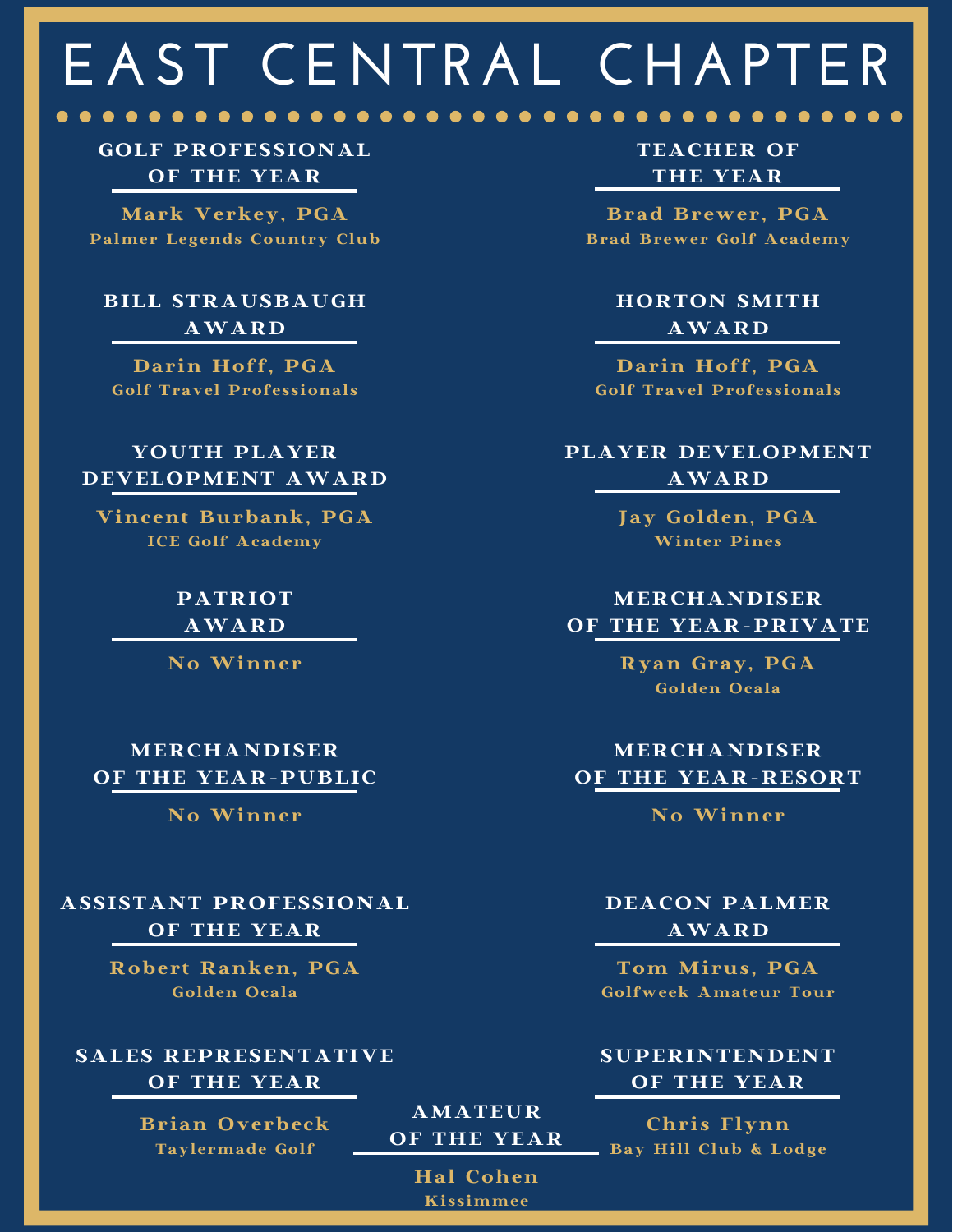# EAST CENTRAL CHAPTER

## GOLF PROFESSIONAL OF THE YEAR

**Mark Verkey, PGA**
Palmer Legends Country Club

## TEACHER OF THE YEAR

**Brad Brewer, PGA**
Brad Brewer Golf Academy

## BILL STRAUSBAUGH AWARD

**Darin Hoff, PGA**
Golf Travel Professionals

## HORTON SMITH AWARD

**Darin Hoff, PGA**
Golf Travel Professionals

## YOUTH PLAYER DEVELOPMENT AWARD

**Vincent Burbank, PGA**
ICE Golf Academy

## PLAYER DEVELOPMENT AWARD

**Jay Golden, PGA**
Winter Pines

## PATRIOT AWARD

**No Winner**

## MERCHANDISER OF THE YEAR-PRIVATE

**Ryan Gray, PGA**
Golden Ocala

## MERCHANDISER OF THE YEAR-PUBLIC

**No Winner**

## MERCHANDISER OF THE YEAR-RESORT

**No Winner**

## ASSISTANT PROFESSIONAL OF THE YEAR

**Robert Ranken, PGA**
Golden Ocala

## DEACON PALMER AWARD

**Tom Mirus, PGA**
Golfweek Amateur Tour

## SALES REPRESENTATIVE OF THE YEAR

**Brian Overbeck**
Taylermade Golf

## SUPERINTENDENT OF THE YEAR

**Chris Flynn**
Bay Hill Club & Lodge

## AMATEUR OF THE YEAR

**Hal Cohen**
Kissimmee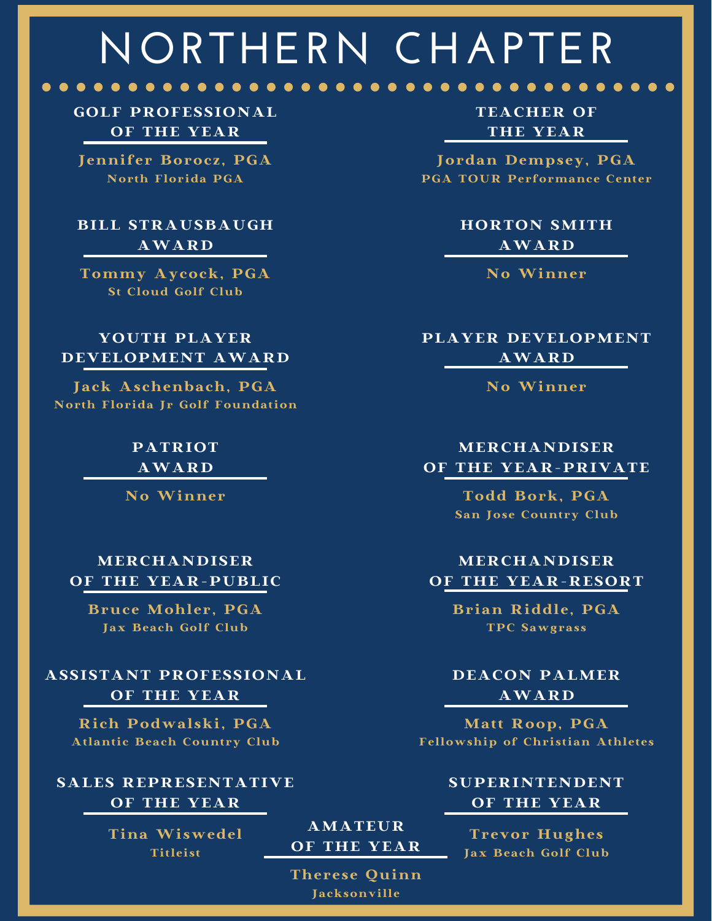# NORTHERN CHAPTER

### GOLF PROFESSIONAL OF THE YEAR

**Jennifer Borocz, PGA**
North Florida PGA

### TEACHER OF THE YEAR

**Jordan Dempsey, PGA**
PGA TOUR Performance Center

### BILL STRAUSBAUGH AWARD

**Tommy Aycock, PGA**
St Cloud Golf Club

### HORTON SMITH AWARD

**No Winner**

### YOUTH PLAYER DEVELOPMENT AWARD

**Jack Aschenbach, PGA**
North Florida Jr Golf Foundation

### PLAYER DEVELOPMENT AWARD

**No Winner**

### PATRIOT AWARD

**No Winner**

### MERCHANDISER OF THE YEAR-PRIVATE

**Todd Bork, PGA**
San Jose Country Club

### MERCHANDISER OF THE YEAR-PUBLIC

**Bruce Mohler, PGA**
Jax Beach Golf Club

### MERCHANDISER OF THE YEAR-RESORT

**Brian Riddle, PGA**
TPC Sawgrass

### ASSISTANT PROFESSIONAL OF THE YEAR

**Rich Podwalski, PGA**
Atlantic Beach Country Club

### DEACON PALMER AWARD

**Matt Roop, PGA**
Fellowship of Christian Athletes

### SALES REPRESENTATIVE OF THE YEAR

**Tina Wiswedel**
Titleist

### SUPERINTENDENT OF THE YEAR

**Trevor Hughes**
Jax Beach Golf Club

### AMATEUR OF THE YEAR

**Therese Quinn**
Jacksonville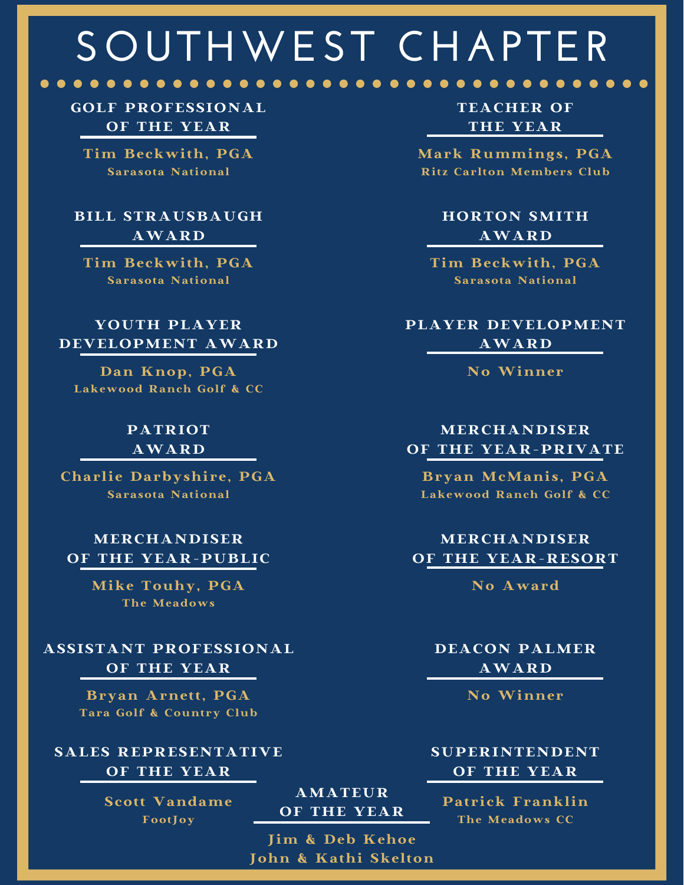# SOUTHWEST CHAPTER

### GOLF PROFESSIONAL OF THE YEAR

**Tim Beckwith, PGA**
Sarasota National

### TEACHER OF THE YEAR

**Mark Rummings, PGA**
Ritz Carlton Members Club

### BILL STRAUSBAUGH AWARD

**Tim Beckwith, PGA**
Sarasota National

### HORTON SMITH AWARD

**Tim Beckwith, PGA**
Sarasota National

### YOUTH PLAYER DEVELOPMENT AWARD

**Dan Knop, PGA**
Lakewood Ranch Golf & CC

### PLAYER DEVELOPMENT AWARD

**No Winner**

### PATRIOT AWARD

**Charlie Darbyshire, PGA**
Sarasota National

### MERCHANDISER OF THE YEAR-PRIVATE

**Bryan McManis, PGA**
Lakewood Ranch Golf & CC

### MERCHANDISER OF THE YEAR-PUBLIC

**Mike Touhy, PGA**
The Meadows

### MERCHANDISER OF THE YEAR-RESORT

**No Award**

### ASSISTANT PROFESSIONAL OF THE YEAR

**Bryan Arnett, PGA**
Tara Golf & Country Club

### DEACON PALMER AWARD

**No Winner**

### SALES REPRESENTATIVE OF THE YEAR

**Scott Vandame**
FootJoy

### SUPERINTENDENT OF THE YEAR

**Patrick Franklin**
The Meadows CC

### AMATEUR OF THE YEAR

**Jim & Deb Kehoe**
**John & Kathi Skelton**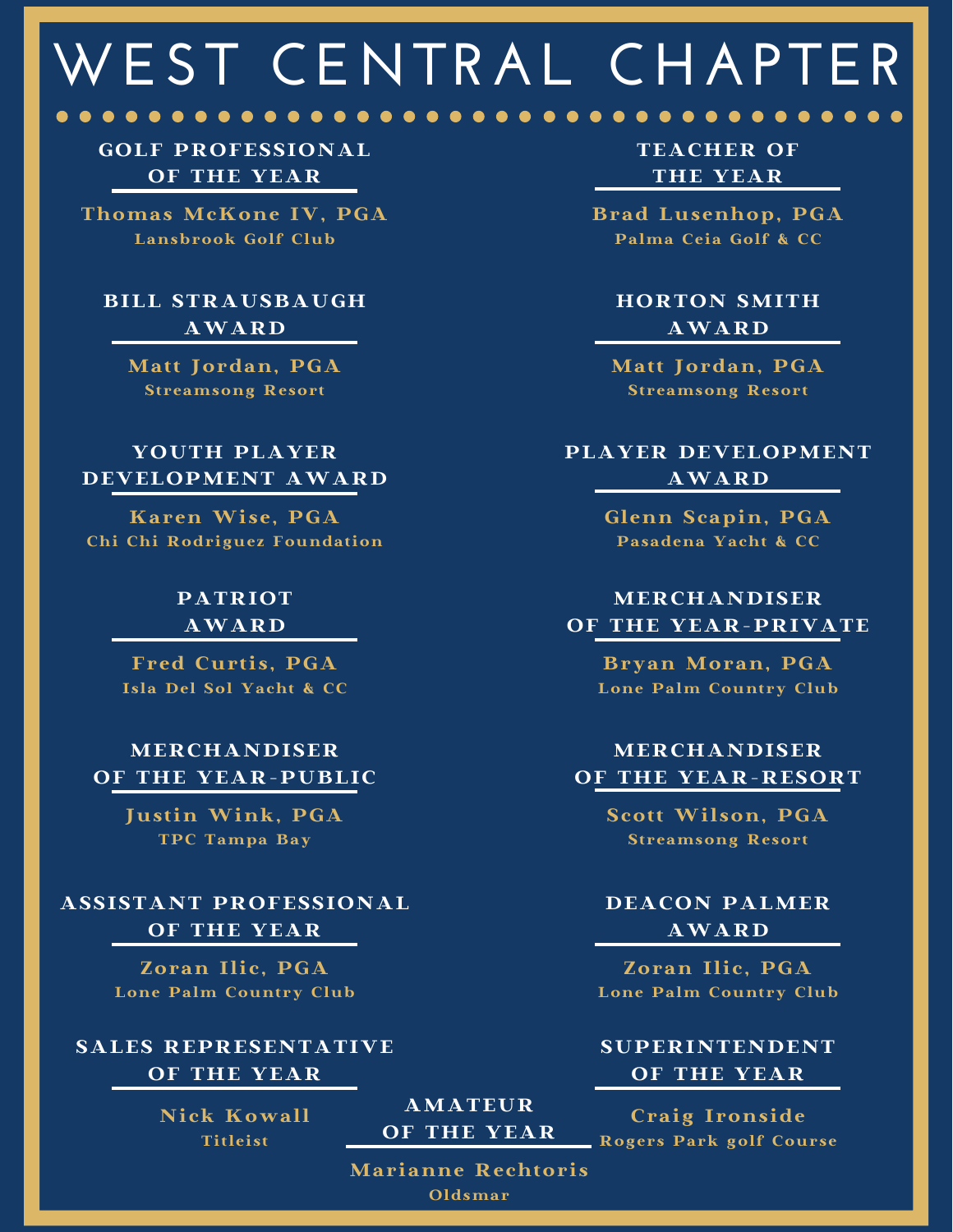# WEST CENTRAL CHAPTER

### GOLF PROFESSIONAL OF THE YEAR

**Thomas McKone IV, PGA**
Lansbrook Golf Club

### TEACHER OF THE YEAR

**Brad Lusenhop, PGA**
Palma Ceia Golf & CC

### BILL STRAUSBAUGH AWARD

**Matt Jordan, PGA**
Streamsong Resort

### HORTON SMITH AWARD

**Matt Jordan, PGA**
Streamsong Resort

### YOUTH PLAYER DEVELOPMENT AWARD

**Karen Wise, PGA**
Chi Chi Rodriguez Foundation

### PLAYER DEVELOPMENT AWARD

**Glenn Scapin, PGA**
Pasadena Yacht & CC

### PATRIOT AWARD

**Fred Curtis, PGA**
Isla Del Sol Yacht & CC

### MERCHANDISER OF THE YEAR-PRIVATE

**Bryan Moran, PGA**
Lone Palm Country Club

### MERCHANDISER OF THE YEAR-PUBLIC

**Justin Wink, PGA**
TPC Tampa Bay

### MERCHANDISER OF THE YEAR-RESORT

**Scott Wilson, PGA**
Streamsong Resort

### ASSISTANT PROFESSIONAL OF THE YEAR

**Zoran Ilic, PGA**
Lone Palm Country Club

### DEACON PALMER AWARD

**Zoran Ilic, PGA**
Lone Palm Country Club

### SALES REPRESENTATIVE OF THE YEAR

**Nick Kowall**
Titleist

### SUPERINTENDENT OF THE YEAR

**Craig Ironside**
Rogers Park golf Course

### AMATEUR OF THE YEAR

**Marianne Rechtoris**
Oldsmar